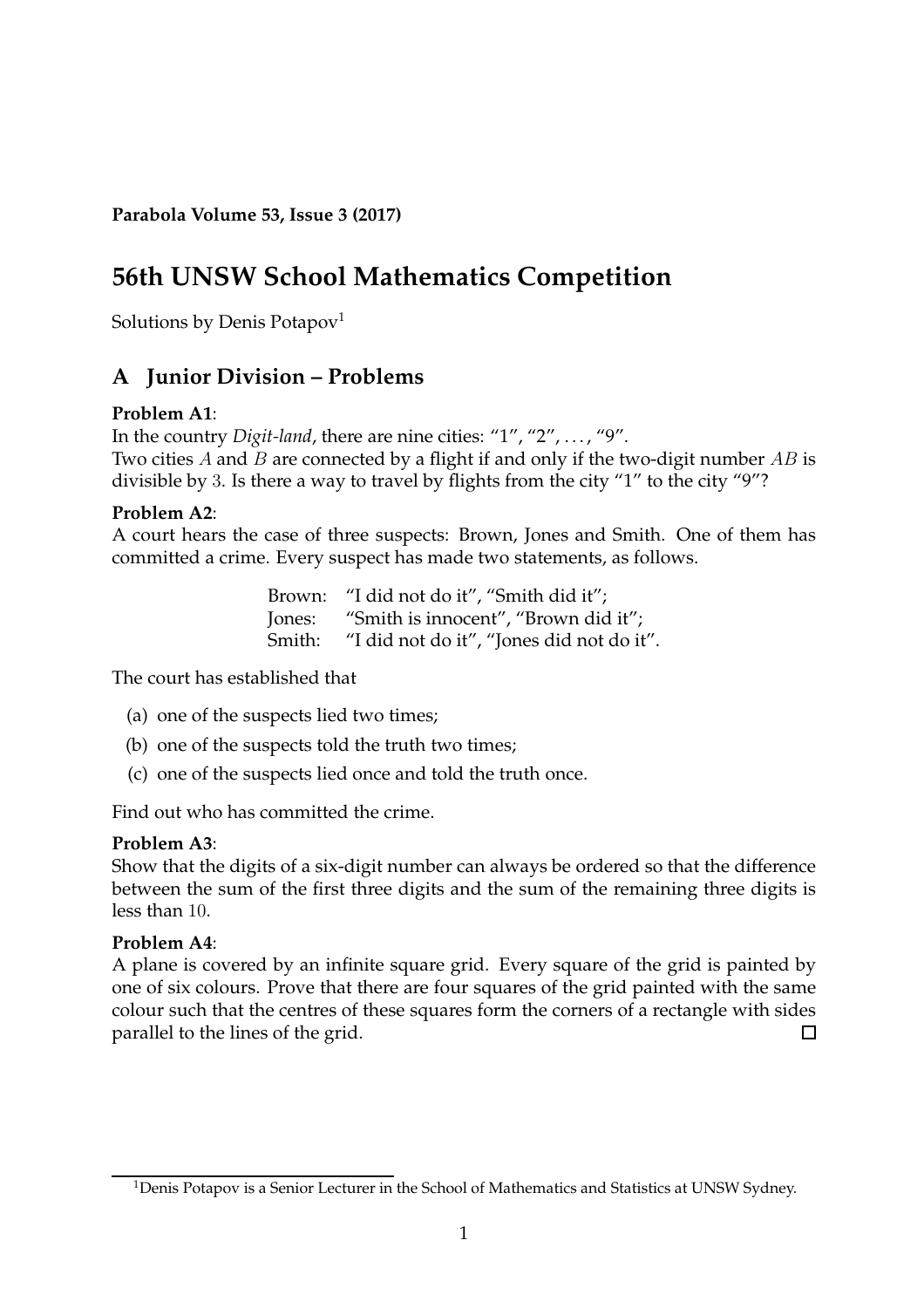**Parabola Volume 53, Issue 3 (2017)**

# 56th UNSW School Mathematics Competition

Solutions by Denis Potapov[1]

## A Junior Division – Problems

**Problem A1**:
In the country *Digit-land*, there are nine cities: "1", "2", ..., "9".
Two cities $A$ and $B$ are connected by a flight if and only if the two-digit number $AB$ is divisible by $3$. Is there a way to travel by flights from the city "1" to the city "9"?

**Problem A2**:
A court hears the case of three suspects: Brown, Jones and Smith. One of them has committed a crime. Every suspect has made two statements, as follows.

Brown: "I did not do it", "Smith did it";
Jones: "Smith is innocent", "Brown did it";
Smith: "I did not do it", "Jones did not do it".

The court has established that

(a) one of the suspects lied two times;
(b) one of the suspects told the truth two times;
(c) one of the suspects lied once and told the truth once.

Find out who has committed the crime.

**Problem A3**:
Show that the digits of a six-digit number can always be ordered so that the difference between the sum of the first three digits and the sum of the remaining three digits is less than $10$.

**Problem A4**:
A plane is covered by an infinite square grid. Every square of the grid is painted by one of six colours. Prove that there are four squares of the grid painted with the same colour such that the centres of these squares form the corners of a rectangle with sides parallel to the lines of the grid. □

[1] Denis Potapov is a Senior Lecturer in the School of Mathematics and Statistics at UNSW Sydney.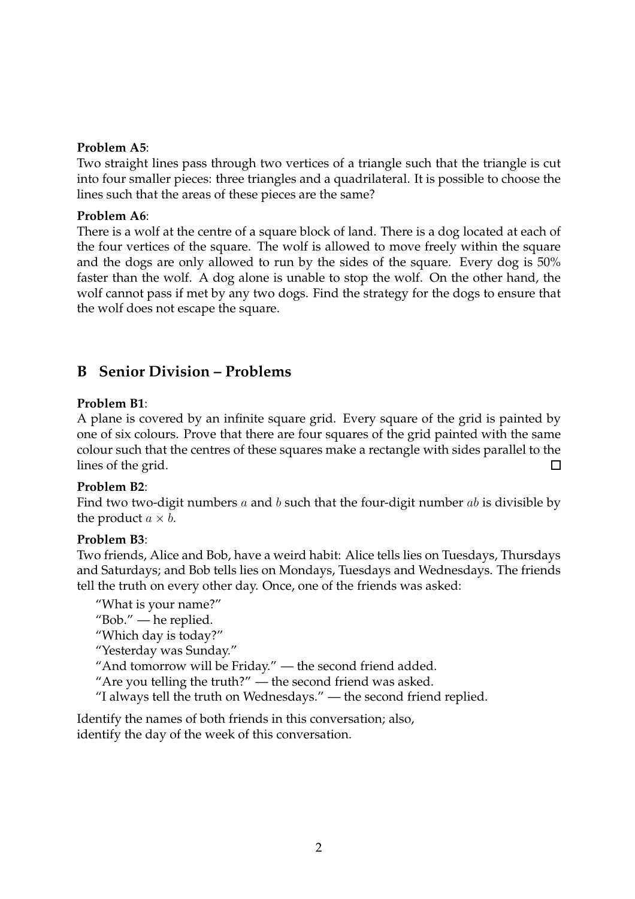**Problem A5**:
Two straight lines pass through two vertices of a triangle such that the triangle is cut into four smaller pieces: three triangles and a quadrilateral. It is possible to choose the lines such that the areas of these pieces are the same?

**Problem A6**:
There is a wolf at the centre of a square block of land. There is a dog located at each of the four vertices of the square. The wolf is allowed to move freely within the square and the dogs are only allowed to run by the sides of the square. Every dog is 50% faster than the wolf. A dog alone is unable to stop the wolf. On the other hand, the wolf cannot pass if met by any two dogs. Find the strategy for the dogs to ensure that the wolf does not escape the square.

## B Senior Division – Problems

**Problem B1**:
A plane is covered by an infinite square grid. Every square of the grid is painted by one of six colours. Prove that there are four squares of the grid painted with the same colour such that the centres of these squares make a rectangle with sides parallel to the lines of the grid. □

**Problem B2**:
Find two two-digit numbers $a$ and $b$ such that the four-digit number $ab$ is divisible by the product $a \times b$.

**Problem B3**:
Two friends, Alice and Bob, have a weird habit: Alice tells lies on Tuesdays, Thursdays and Saturdays; and Bob tells lies on Mondays, Tuesdays and Wednesdays. The friends tell the truth on every other day. Once, one of the friends was asked:

"What is your name?"
"Bob." — he replied.
"Which day is today?"
"Yesterday was Sunday."
"And tomorrow will be Friday." — the second friend added.
"Are you telling the truth?" — the second friend was asked.
"I always tell the truth on Wednesdays." — the second friend replied.

Identify the names of both friends in this conversation; also,
identify the day of the week of this conversation.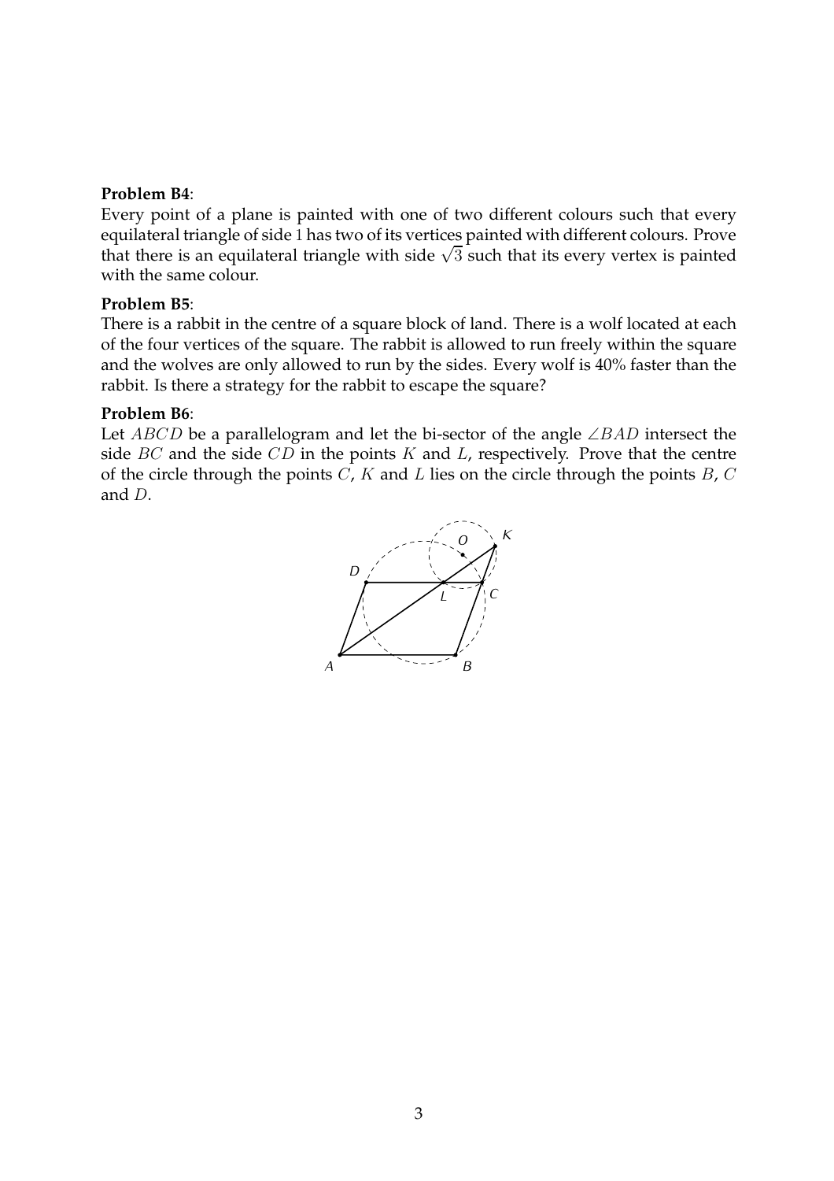**Problem B4**:
Every point of a plane is painted with one of two different colours such that every equilateral triangle of side 1 has two of its vertices painted with different colours. Prove that there is an equilateral triangle with side $\sqrt{3}$ such that its every vertex is painted with the same colour.

**Problem B5**:
There is a rabbit in the centre of a square block of land. There is a wolf located at each of the four vertices of the square. The rabbit is allowed to run freely within the square and the wolves are only allowed to run by the sides. Every wolf is 40% faster than the rabbit. Is there a strategy for the rabbit to escape the square?

**Problem B6**:
Let $ABCD$ be a parallelogram and let the bi-sector of the angle $\angle BAD$ intersect the side $BC$ and the side $CD$ in the points $K$ and $L$, respectively. Prove that the centre of the circle through the points $C$, $K$ and $L$ lies on the circle through the points $B$, $C$ and $D$.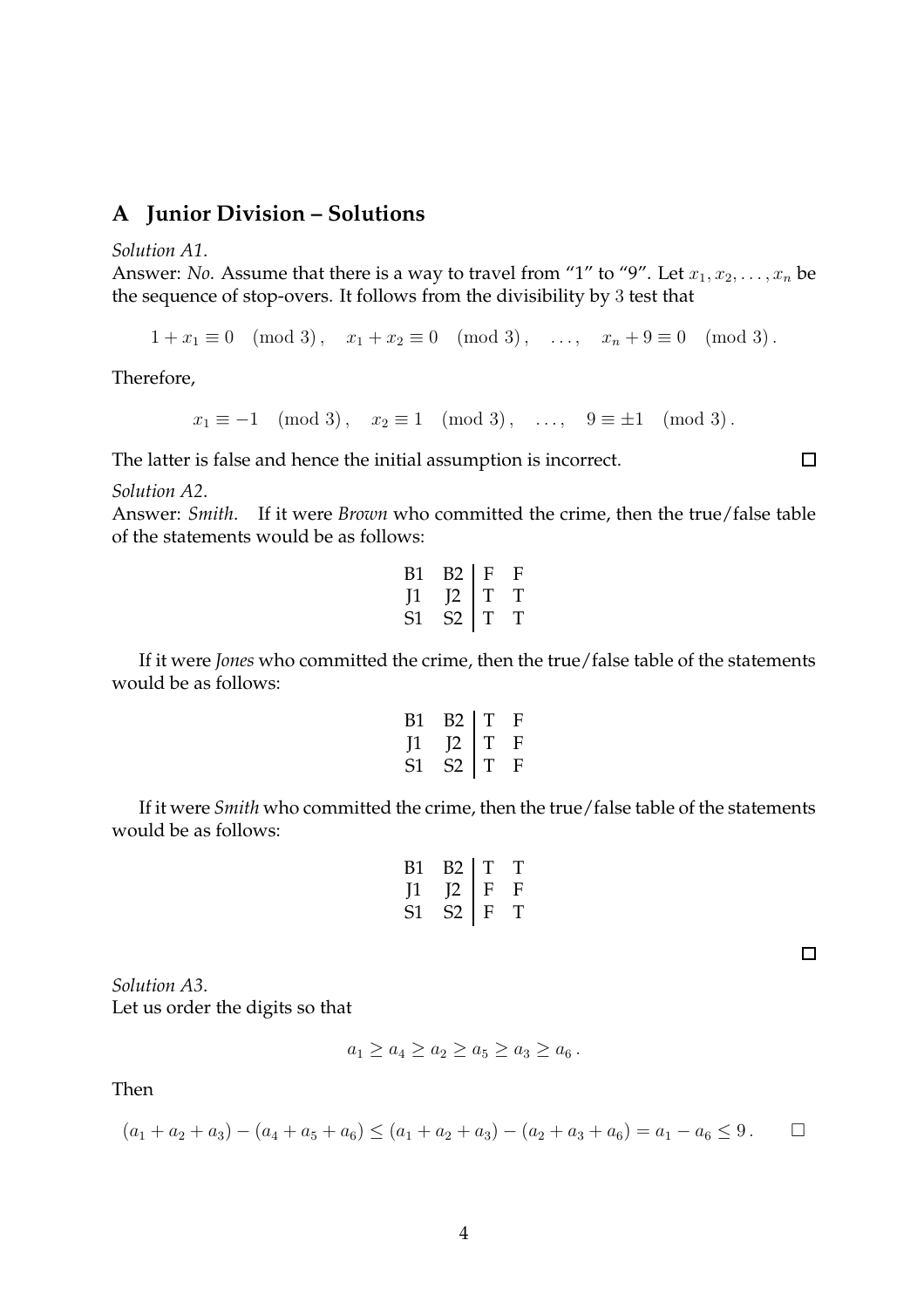## A Junior Division – Solutions

*Solution A1.*

Answer: *No*. Assume that there is a way to travel from "1" to "9". Let $x_1, x_2, \ldots, x_n$ be the sequence of stop-overs. It follows from the divisibility by 3 test that

$$1 + x_1 \equiv 0 \pmod 3, \quad x_1 + x_2 \equiv 0 \pmod 3, \quad \ldots, \quad x_n + 9 \equiv 0 \pmod 3.$$

Therefore,

$$x_1 \equiv -1 \pmod 3, \quad x_2 \equiv 1 \pmod 3, \quad \ldots, \quad 9 \equiv \pm 1 \pmod 3.$$

The latter is false and hence the initial assumption is incorrect. □

*Solution A2.*

Answer: *Smith*. If it were *Brown* who committed the crime, then the true/false table of the statements would be as follows:

| | | | |
|---|---|---|---|
| B1 | B2 | F | F |
| J1 | J2 | T | T |
| S1 | S2 | T | T |

If it were *Jones* who committed the crime, then the true/false table of the statements would be as follows:

| | | | |
|---|---|---|---|
| B1 | B2 | T | F |
| J1 | J2 | T | F |
| S1 | S2 | T | F |

If it were *Smith* who committed the crime, then the true/false table of the statements would be as follows:

| | | | |
|---|---|---|---|
| B1 | B2 | T | T |
| J1 | J2 | F | F |
| S1 | S2 | F | T |

□

*Solution A3.*

Let us order the digits so that

$$a_1 \geq a_4 \geq a_2 \geq a_5 \geq a_3 \geq a_6 .$$

Then

$$(a_1 + a_2 + a_3) - (a_4 + a_5 + a_6) \leq (a_1 + a_2 + a_3) - (a_2 + a_3 + a_6) = a_1 - a_6 \leq 9 . \qquad \square$$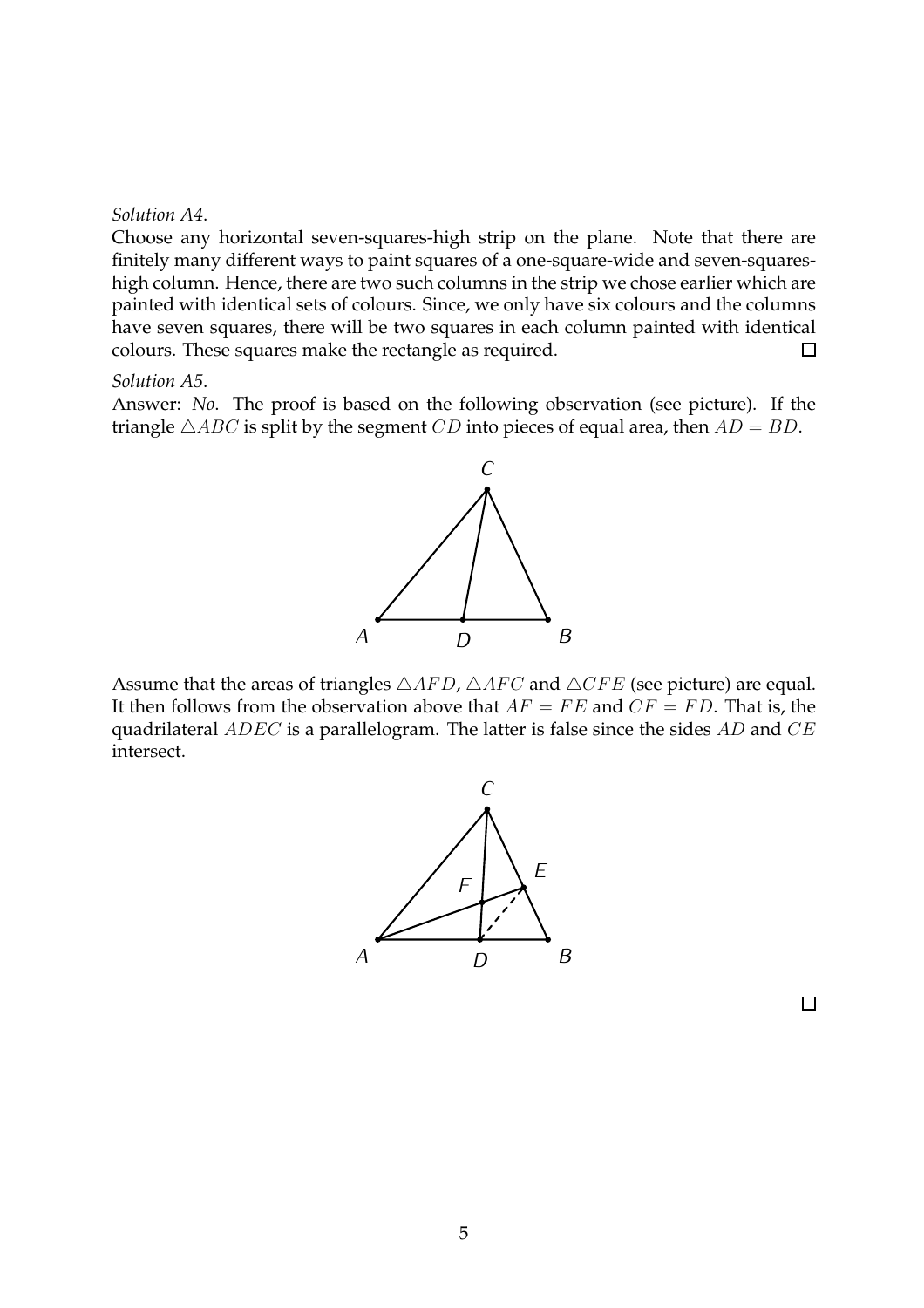*Solution A4.*

Choose any horizontal seven-squares-high strip on the plane. Note that there are finitely many different ways to paint squares of a one-square-wide and seven-squares-high column. Hence, there are two such columns in the strip we chose earlier which are painted with identical sets of colours. Since, we only have six colours and the columns have seven squares, there will be two squares in each column painted with identical colours. These squares make the rectangle as required. □

*Solution A5.*

Answer: *No*. The proof is based on the following observation (see picture). If the triangle $\triangle ABC$ is split by the segment $CD$ into pieces of equal area, then $AD = BD$.

Assume that the areas of triangles $\triangle AFD$, $\triangle AFC$ and $\triangle CFE$ (see picture) are equal. It then follows from the observation above that $AF = FE$ and $CF = FD$. That is, the quadrilateral $ADEC$ is a parallelogram. The latter is false since the sides $AD$ and $CE$ intersect.

□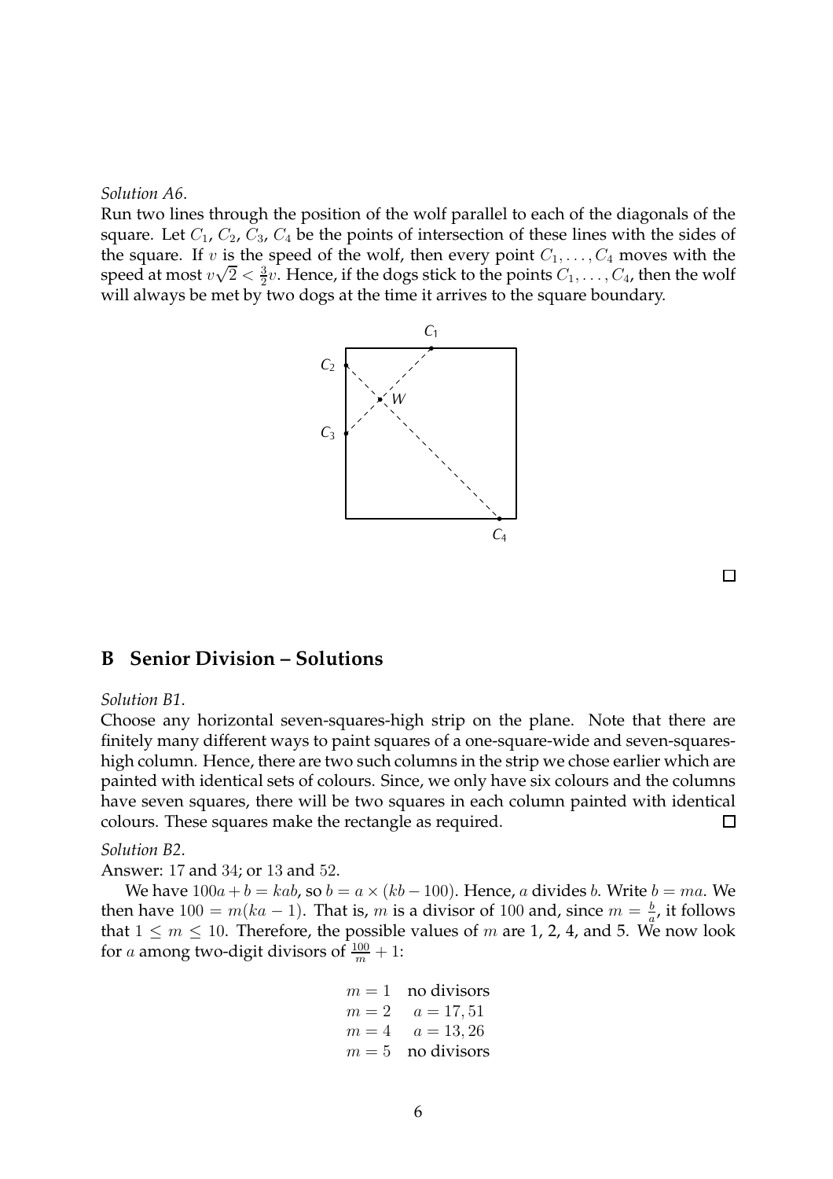*Solution A6.*
Run two lines through the position of the wolf parallel to each of the diagonals of the square. Let $C_1$, $C_2$, $C_3$, $C_4$ be the points of intersection of these lines with the sides of the square. If $v$ is the speed of the wolf, then every point $C_1, \ldots, C_4$ moves with the speed at most $v\sqrt{2} < \frac{3}{2}v$. Hence, if the dogs stick to the points $C_1, \ldots, C_4$, then the wolf will always be met by two dogs at the time it arrives to the square boundary.

□

## B Senior Division – Solutions

*Solution B1.*
Choose any horizontal seven-squares-high strip on the plane. Note that there are finitely many different ways to paint squares of a one-square-wide and seven-squares-high column. Hence, there are two such columns in the strip we chose earlier which are painted with identical sets of colours. Since, we only have six colours and the columns have seven squares, there will be two squares in each column painted with identical colours. These squares make the rectangle as required. □

*Solution B2.*
Answer: 17 and 34; or 13 and 52.

We have $100a + b = kab$, so $b = a \times (kb - 100)$. Hence, $a$ divides $b$. Write $b = ma$. We then have $100 = m(ka - 1)$. That is, $m$ is a divisor of 100 and, since $m = \frac{b}{a}$, it follows that $1 \leq m \leq 10$. Therefore, the possible values of $m$ are 1, 2, 4, and 5. We now look for $a$ among two-digit divisors of $\frac{100}{m} + 1$:

$m = 1$ no divisors
$m = 2$ $a = 17, 51$
$m = 4$ $a = 13, 26$
$m = 5$ no divisors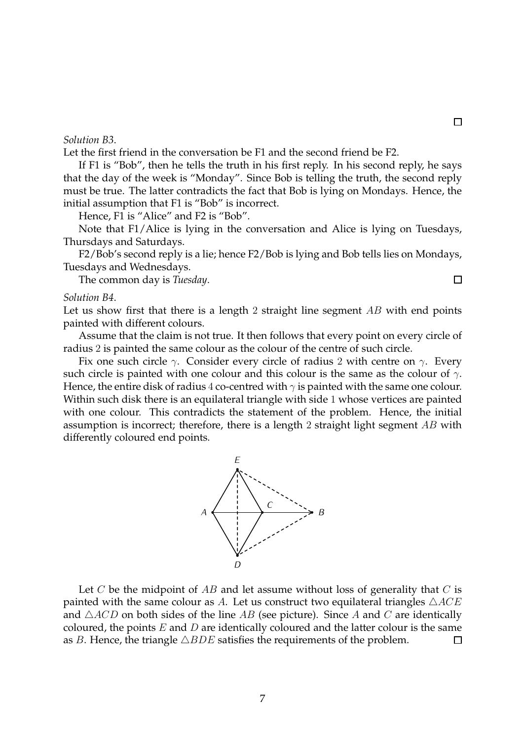*Solution B3.*
Let the first friend in the conversation be F1 and the second friend be F2.

If F1 is "Bob", then he tells the truth in his first reply. In his second reply, he says that the day of the week is "Monday". Since Bob is telling the truth, the second reply must be true. The latter contradicts the fact that Bob is lying on Mondays. Hence, the initial assumption that F1 is "Bob" is incorrect.

Hence, F1 is "Alice" and F2 is "Bob".

Note that F1/Alice is lying in the conversation and Alice is lying on Tuesdays, Thursdays and Saturdays.

F2/Bob's second reply is a lie; hence F2/Bob is lying and Bob tells lies on Mondays, Tuesdays and Wednesdays.

The common day is *Tuesday*. □

*Solution B4.*
Let us show first that there is a length $2$ straight line segment $AB$ with end points painted with different colours.

Assume that the claim is not true. It then follows that every point on every circle of radius $2$ is painted the same colour as the colour of the centre of such circle.

Fix one such circle $\gamma$. Consider every circle of radius $2$ with centre on $\gamma$. Every such circle is painted with one colour and this colour is the same as the colour of $\gamma$. Hence, the entire disk of radius $4$ co-centred with $\gamma$ is painted with the same one colour. Within such disk there is an equilateral triangle with side $1$ whose vertices are painted with one colour. This contradicts the statement of the problem. Hence, the initial assumption is incorrect; therefore, there is a length $2$ straight light segment $AB$ with differently coloured end points.

Let $C$ be the midpoint of $AB$ and let assume without loss of generality that $C$ is painted with the same colour as $A$. Let us construct two equilateral triangles $\triangle ACE$ and $\triangle ACD$ on both sides of the line $AB$ (see picture). Since $A$ and $C$ are identically coloured, the points $E$ and $D$ are identically coloured and the latter colour is the same as $B$. Hence, the triangle $\triangle BDE$ satisfies the requirements of the problem. □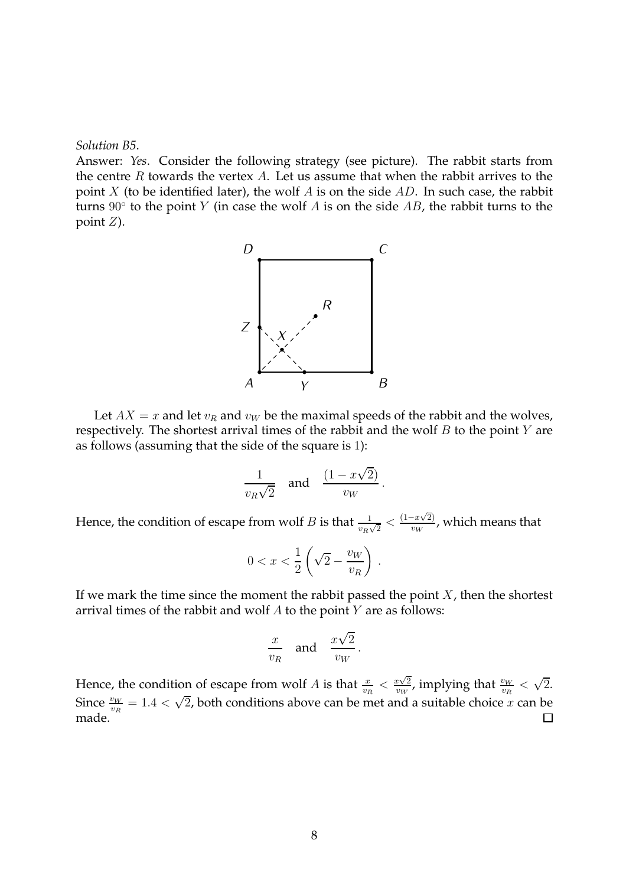*Solution B5.*

Answer: *Yes*. Consider the following strategy (see picture). The rabbit starts from the centre $R$ towards the vertex $A$. Let us assume that when the rabbit arrives to the point $X$ (to be identified later), the wolf $A$ is on the side $AD$. In such case, the rabbit turns $90^\circ$ to the point $Y$ (in case the wolf $A$ is on the side $AB$, the rabbit turns to the point $Z$).

Let $AX = x$ and let $v_R$ and $v_W$ be the maximal speeds of the rabbit and the wolves, respectively. The shortest arrival times of the rabbit and the wolf $B$ to the point $Y$ are as follows (assuming that the side of the square is 1):

$$\frac{1}{v_R\sqrt{2}} \quad \text{and} \quad \frac{(1 - x\sqrt{2})}{v_W}.$$

Hence, the condition of escape from wolf $B$ is that $\frac{1}{v_R\sqrt{2}} < \frac{(1-x\sqrt{2})}{v_W}$, which means that

$$0 < x < \frac{1}{2}\left(\sqrt{2} - \frac{v_W}{v_R}\right).$$

If we mark the time since the moment the rabbit passed the point $X$, then the shortest arrival times of the rabbit and wolf $A$ to the point $Y$ are as follows:

$$\frac{x}{v_R} \quad \text{and} \quad \frac{x\sqrt{2}}{v_W}.$$

Hence, the condition of escape from wolf $A$ is that $\frac{x}{v_R} < \frac{x\sqrt{2}}{v_W}$, implying that $\frac{v_W}{v_R} < \sqrt{2}$. Since $\frac{v_W}{v_R} = 1.4 < \sqrt{2}$, both conditions above can be met and a suitable choice $x$ can be made. □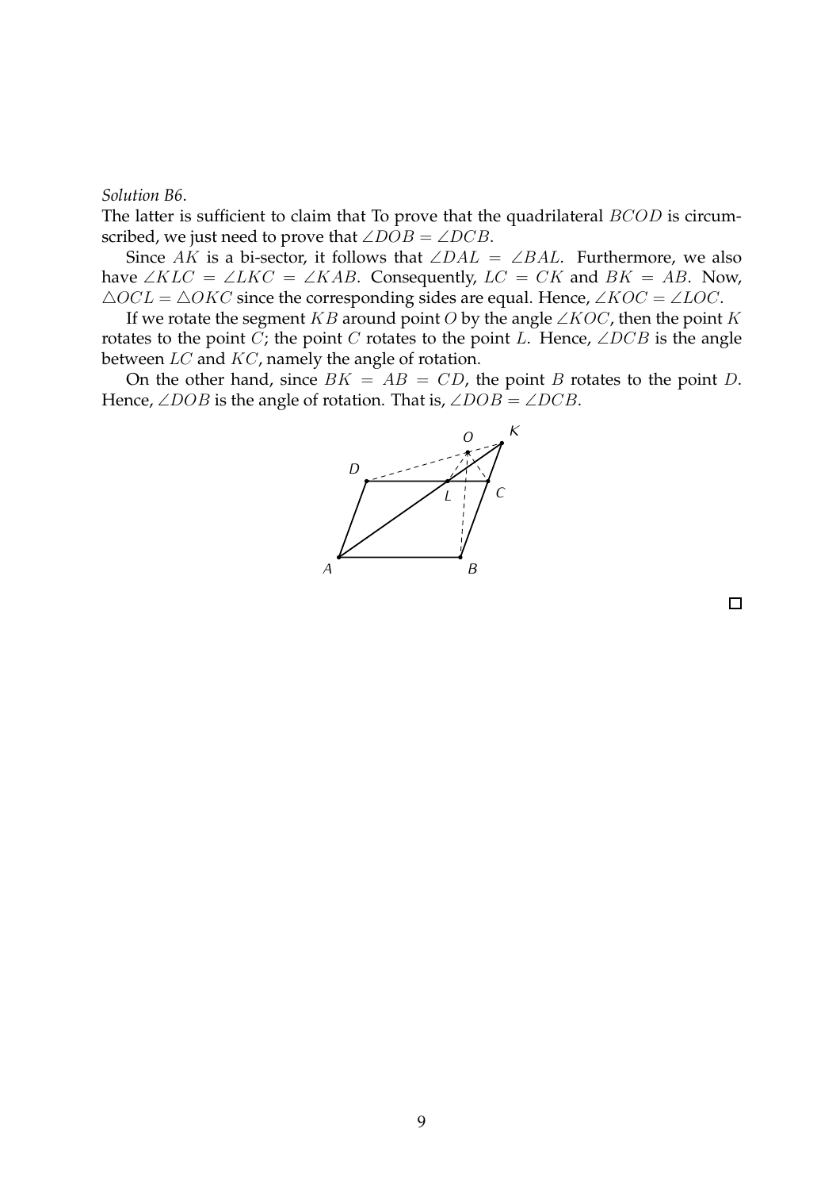*Solution B6.*

The latter is sufficient to claim that To prove that the quadrilateral $BCOD$ is circumscribed, we just need to prove that $\angle DOB = \angle DCB$.

Since $AK$ is a bi-sector, it follows that $\angle DAL = \angle BAL$. Furthermore, we also have $\angle KLC = \angle LKC = \angle KAB$. Consequently, $LC = CK$ and $BK = AB$. Now, $\triangle OCL = \triangle OKC$ since the corresponding sides are equal. Hence, $\angle KOC = \angle LOC$.

If we rotate the segment $KB$ around point $O$ by the angle $\angle KOC$, then the point $K$ rotates to the point $C$; the point $C$ rotates to the point $L$. Hence, $\angle DCB$ is the angle between $LC$ and $KC$, namely the angle of rotation.

On the other hand, since $BK = AB = CD$, the point $B$ rotates to the point $D$. Hence, $\angle DOB$ is the angle of rotation. That is, $\angle DOB = \angle DCB$.

O
K
D
L
C
A
B

□